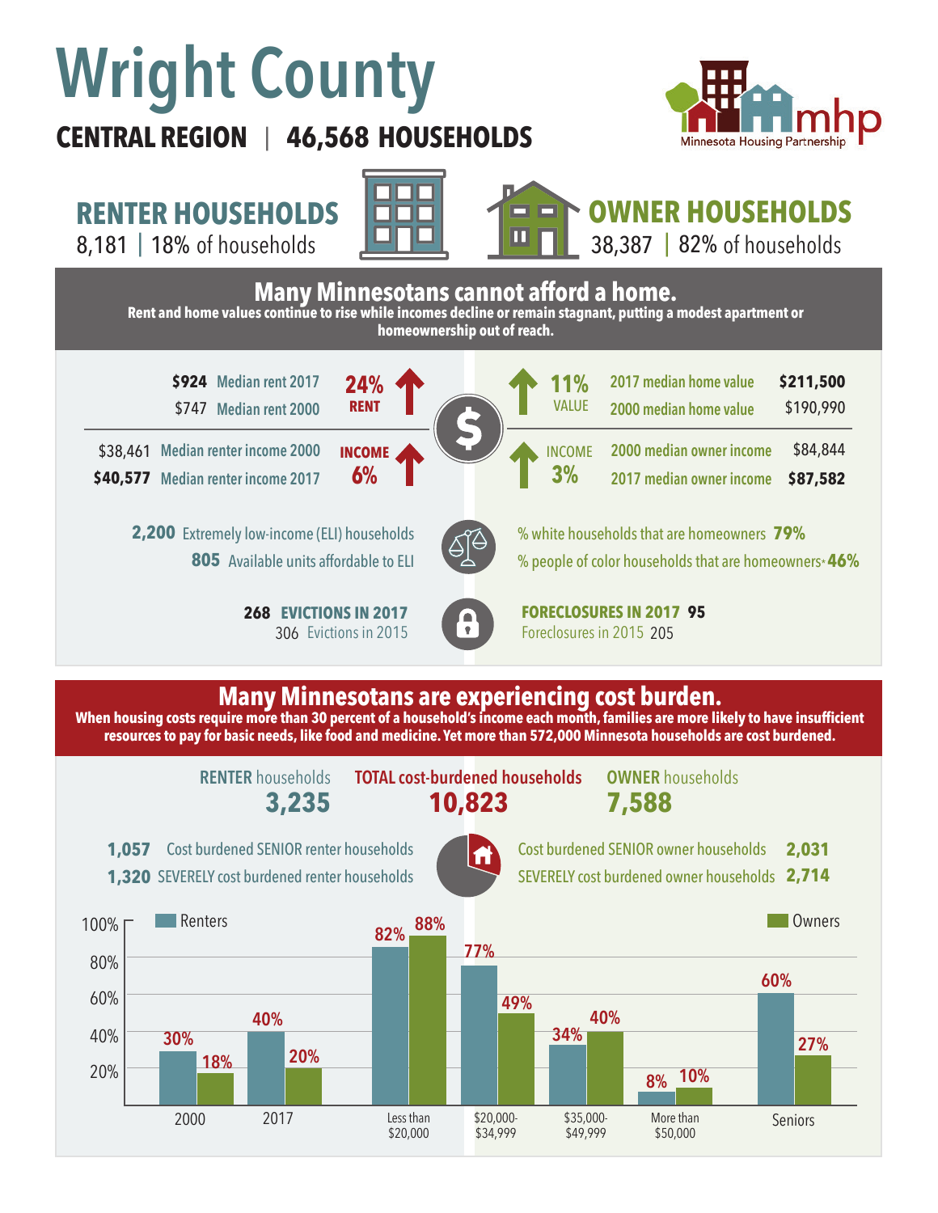# Wright County

**CENTRAL REGION | 46,568 HOUSEHOLDS**

Minnesota Housing Partnership (mhp)

## RENTER HOUSEHOLDS

8,181 | 18% of households

## OWNER HOUSEHOLDS

38,387 | 82% of households

## Many Minnesotans cannot afford a home.

**Rent and home values continue to rise while incomes decline or remain stagnant, putting a modest apartment or homeownership out of reach.**

**$924** Median rent 2017
$747 Median rent 2000
**24% RENT** (increase)

$38,461 Median renter income 2000
**$40,577** Median renter income 2017
**INCOME 6%** (increase)

**11% VALUE** (increase)
2017 median home value **$211,500**
2000 median home value $190,990

**INCOME 3%** (increase)
2000 median owner income $84,844
2017 median owner income **$87,582**

**2,200** Extremely low-income (ELI) households
**805** Available units affordable to ELI

% white households that are homeowners **79%**
% people of color households that are homeowners* **46%**

**268 EVICTIONS IN 2017**
306 Evictions in 2015

**FORECLOSURES IN 2017 95**
Foreclosures in 2015 205

## Many Minnesotans are experiencing cost burden.

**When housing costs require more than 30 percent of a household's income each month, families are more likely to have insufficient resources to pay for basic needs, like food and medicine. Yet more than 572,000 Minnesota households are cost burdened.**

| RENTER households | TOTAL cost-burdened households | OWNER households |
|---|---|---|
| **3,235** | **10,823** | **7,588** |

**1,057** Cost burdened SENIOR renter households
**1,320** SEVERELY cost burdened renter households

Cost burdened SENIOR owner households **2,031**
SEVERELY cost burdened owner households **2,714**

| | Renters | Owners |
|---|---|---|
| 2000 | 30% | 18% |
| 2017 | 40% | 20% |
| Less than $20,000 | 82% | 88% |
| $20,000-$34,999 | 77% | 49% |
| $35,000-$49,999 | 34% | 40% |
| More than $50,000 | 8% | 10% |
| Seniors | 60% | 27% |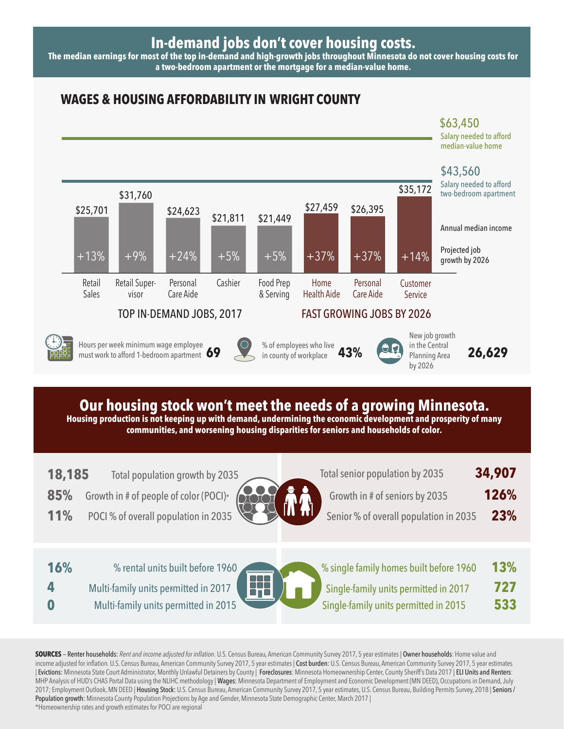# In-demand jobs don't cover housing costs.

**The median earnings for most of the top in-demand and high-growth jobs throughout Minnesota do not cover housing costs for a two-bedroom apartment or the mortgage for a median-value home.**

## WAGES & HOUSING AFFORDABILITY IN WRIGHT COUNTY

$63,450
Salary needed to afford median-value home

$43,560
Salary needed to afford two-bedroom apartment

Annual median income

Projected job growth by 2026

$25,701
+13%
Retail Sales

$31,760
+9%
Retail Supervisor

$24,623
+24%
Personal Care Aide

$21,811
+5%
Cashier

$21,449
+5%
Food Prep & Serving

$27,459
+37%
Home Health Aide

$26,395
+37%
Personal Care Aide

$35,172
+14%
Customer Service

TOP IN-DEMAND JOBS, 2017

FAST GROWING JOBS BY 2026

Hours per week minimum wage employee must work to afford 1-bedroom apartment **69**

% of employees who live in county of workplace **43%**

New job growth in the Central Planning Area by 2026 **26,629**

# Our housing stock won't meet the needs of a growing Minnesota.

**Housing production is not keeping up with demand, undermining the economic development and prosperity of many communities, and worsening housing disparities for seniors and households of color.**

**18,185** Total population growth by 2035

**85%** Growth in # of people of color (POCI)*

**11%** POCI % of overall population in 2035

Total senior population by 2035 **34,907**

Growth in # of seniors by 2035 **126%**

Senior % of overall population in 2035 **23%**

**16%** % rental units built before 1960

**4** Multi-family units permitted in 2017

**0** Multi-family units permitted in 2015

% single family homes built before 1960 **13%**

Single-family units permitted in 2017 **727**

Single-family units permitted in 2015 **533**

**SOURCES** – Renter households: *Rent and income adjusted for inflation.* U.S. Census Bureau, American Community Survey 2017, 5 year estimates | Owner households: Home value and income adjusted for inflation. U.S. Census Bureau, American Community Survey 2017, 5 year estimates | Cost burden: U.S. Census Bureau, American Community Survey 2017, 5 year estimates | Evictions: Minnesota State Court Administrator, Monthly Unlawful Detainers by County | Foreclosures: Minnesota Homeownership Center, County Sheriff's Data 2017 | ELI Units and Renters: MHP Analysis of HUD's CHAS Portal Data using the NLIHC methodology | Wages: Minnesota Department of Employment and Economic Development (MN DEED), Occupations in Demand, July 2017; Employment Outlook, MN DEED | Housing Stock: U.S. Census Bureau, American Community Survey 2017, 5 year estimates, U.S. Census Bureau, Building Permits Survey, 2018 | Seniors / Population growth: Minnesota County Population Projections by Age and Gender, Minnesota State Demographic Center, March 2017 |
*Homeownership rates and growth estimates for POCI are regional